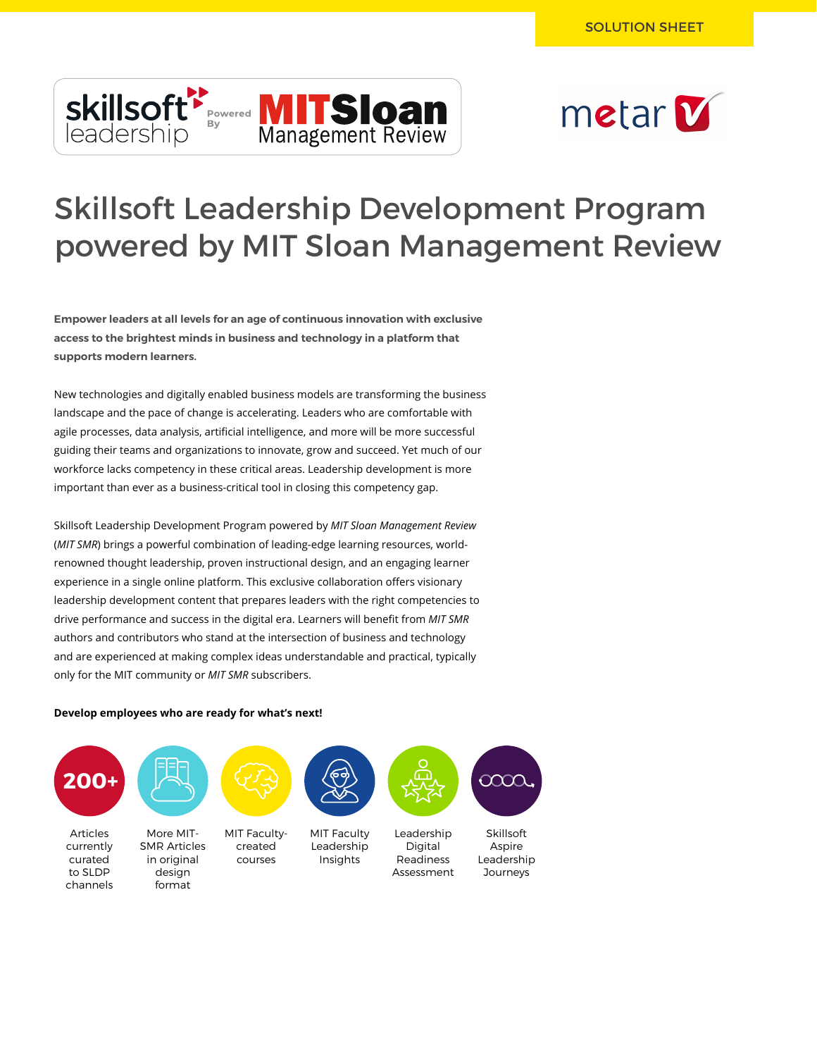SOLUTION SHEET

# Skillsoft Leadership Development Program powered by MIT Sloan Management Review

**Empower leaders at all levels for an age of continuous innovation with exclusive access to the brightest minds in business and technology in a platform that supports modern learners.**

New technologies and digitally enabled business models are transforming the business landscape and the pace of change is accelerating. Leaders who are comfortable with agile processes, data analysis, artificial intelligence, and more will be more successful guiding their teams and organizations to innovate, grow and succeed. Yet much of our workforce lacks competency in these critical areas. Leadership development is more important than ever as a business-critical tool in closing this competency gap.

Skillsoft Leadership Development Program powered by *MIT Sloan Management Review* (*MIT SMR*) brings a powerful combination of leading-edge learning resources, world-renowned thought leadership, proven instructional design, and an engaging learner experience in a single online platform. This exclusive collaboration offers visionary leadership development content that prepares leaders with the right competencies to drive performance and success in the digital era. Learners will benefit from *MIT SMR* authors and contributors who stand at the intersection of business and technology and are experienced at making complex ideas understandable and practical, typically only for the MIT community or *MIT SMR* subscribers.

**Develop employees who are ready for what's next!**

- **200+** Articles currently curated to SLDP channels
- More MIT-SMR Articles in original design format
- MIT Faculty-created courses
- MIT Faculty Leadership Insights
- Leadership Digital Readiness Assessment
- Skillsoft Aspire Leadership Journeys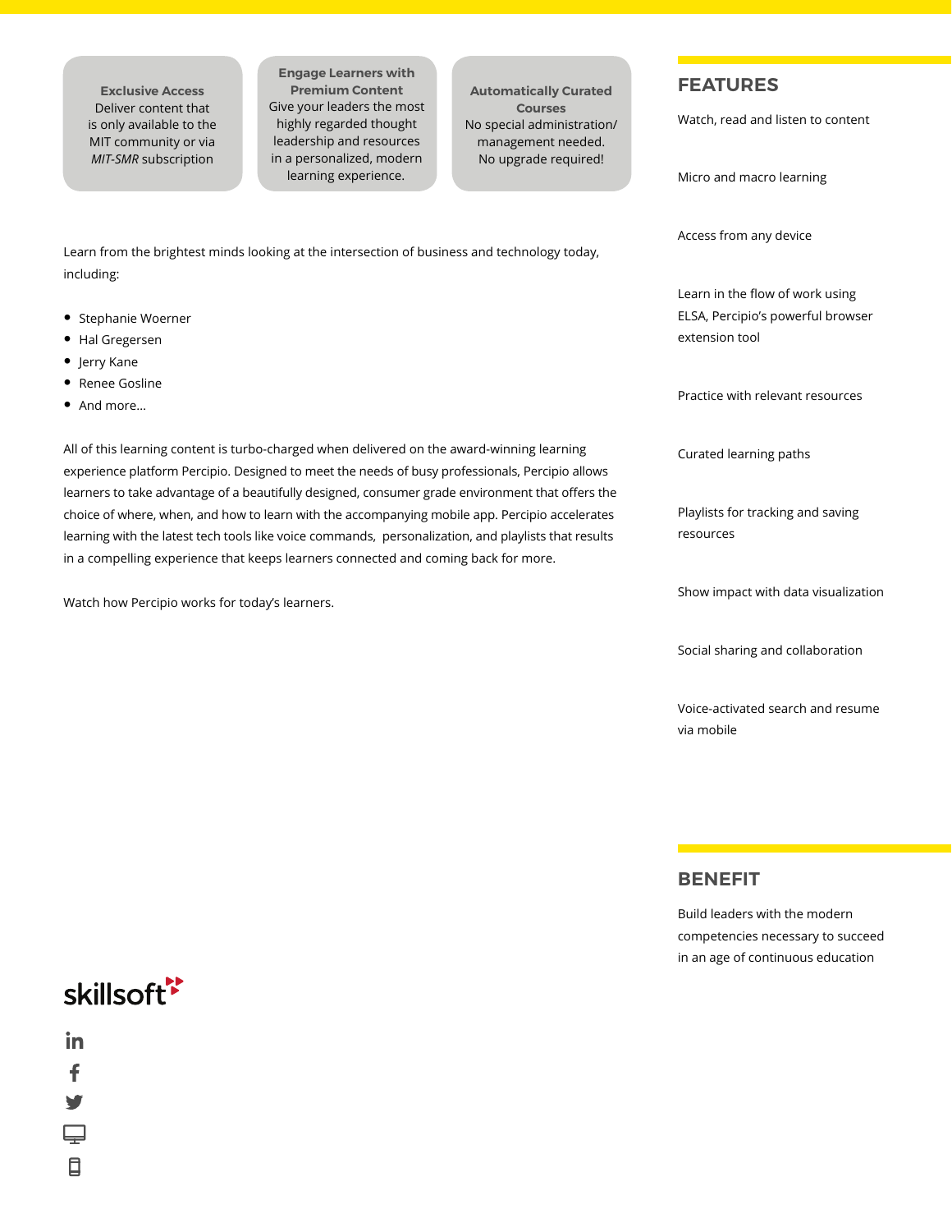**Exclusive Access**
Deliver content that is only available to the MIT community or via *MIT-SMR* subscription

**Engage Learners with Premium Content**
Give your leaders the most highly regarded thought leadership and resources in a personalized, modern learning experience.

**Automatically Curated Courses**
No special administration/ management needed. No upgrade required!

Learn from the brightest minds looking at the intersection of business and technology today, including:

- Stephanie Woerner
- Hal Gregersen
- Jerry Kane
- Renee Gosline
- And more...

All of this learning content is turbo-charged when delivered on the award-winning learning experience platform Percipio. Designed to meet the needs of busy professionals, Percipio allows learners to take advantage of a beautifully designed, consumer grade environment that offers the choice of where, when, and how to learn with the accompanying mobile app. Percipio accelerates learning with the latest tech tools like voice commands,  personalization, and playlists that results in a compelling experience that keeps learners connected and coming back for more.

Watch how Percipio works for today's learners.

## FEATURES

Watch, read and listen to content

Micro and macro learning

Access from any device

Learn in the flow of work using ELSA, Percipio's powerful browser extension tool

Practice with relevant resources

Curated learning paths

Playlists for tracking and saving resources

Show impact with data visualization

Social sharing and collaboration

Voice-activated search and resume via mobile

## BENEFIT

Build leaders with the modern competencies necessary to succeed in an age of continuous education

skillsoft